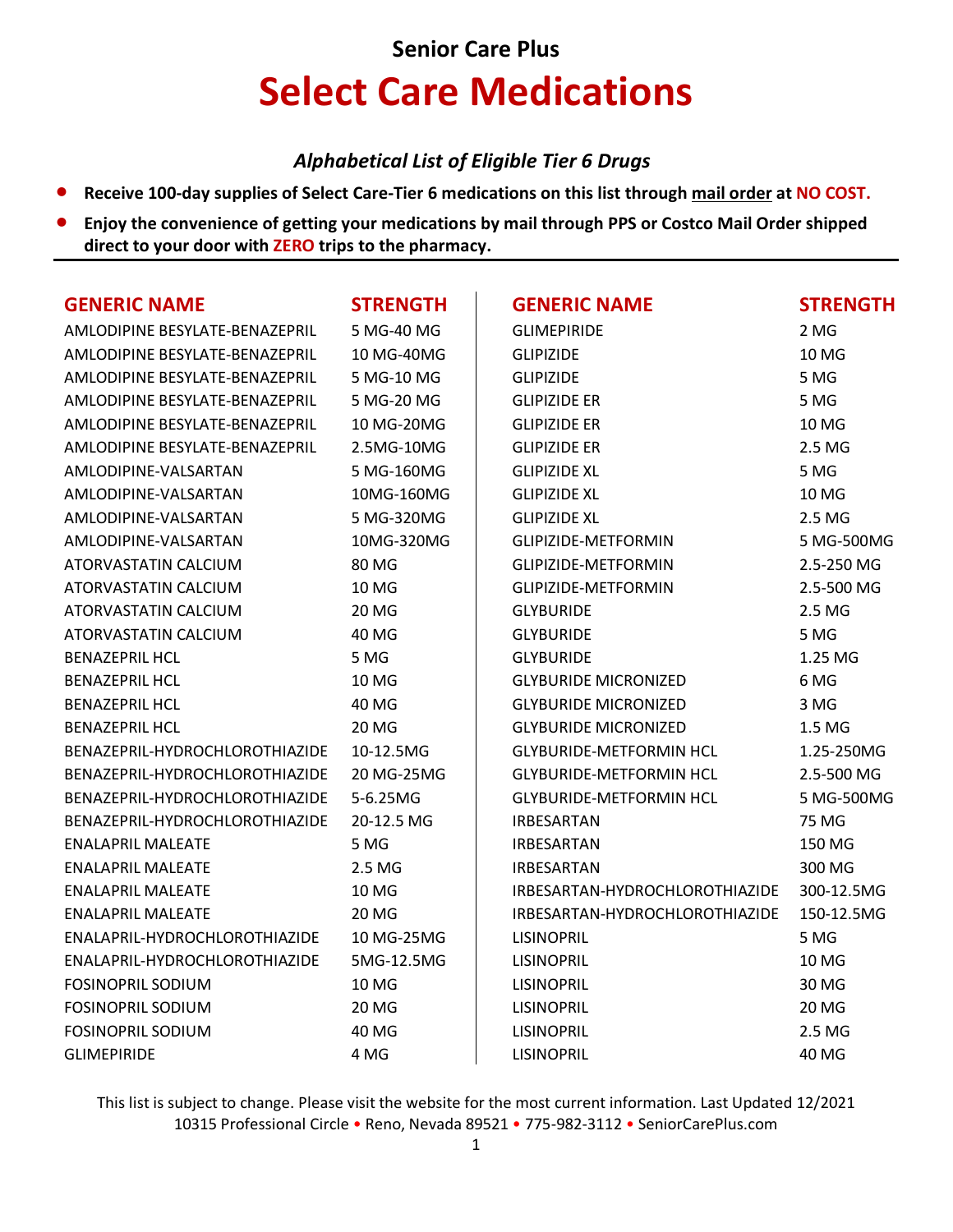## Senior Care Plus

# Select Care Medications

### *Alphabetical List of Eligible Tier 6 Drugs*

- **Receive 100-day supplies of Select Care-Tier 6 medications on this list through mail order at NO COST.**
- **Enjoy the convenience of getting your medications by mail through PPS or Costco Mail Order shipped direct to your door with ZERO trips to the pharmacy.**

| GENERIC NAME | STRENGTH |
|---|---|
| AMLODIPINE BESYLATE-BENAZEPRIL | 5 MG-40 MG |
| AMLODIPINE BESYLATE-BENAZEPRIL | 10 MG-40MG |
| AMLODIPINE BESYLATE-BENAZEPRIL | 5 MG-10 MG |
| AMLODIPINE BESYLATE-BENAZEPRIL | 5 MG-20 MG |
| AMLODIPINE BESYLATE-BENAZEPRIL | 10 MG-20MG |
| AMLODIPINE BESYLATE-BENAZEPRIL | 2.5MG-10MG |
| AMLODIPINE-VALSARTAN | 5 MG-160MG |
| AMLODIPINE-VALSARTAN | 10MG-160MG |
| AMLODIPINE-VALSARTAN | 5 MG-320MG |
| AMLODIPINE-VALSARTAN | 10MG-320MG |
| ATORVASTATIN CALCIUM | 80 MG |
| ATORVASTATIN CALCIUM | 10 MG |
| ATORVASTATIN CALCIUM | 20 MG |
| ATORVASTATIN CALCIUM | 40 MG |
| BENAZEPRIL HCL | 5 MG |
| BENAZEPRIL HCL | 10 MG |
| BENAZEPRIL HCL | 40 MG |
| BENAZEPRIL HCL | 20 MG |
| BENAZEPRIL-HYDROCHLOROTHIAZIDE | 10-12.5MG |
| BENAZEPRIL-HYDROCHLOROTHIAZIDE | 20 MG-25MG |
| BENAZEPRIL-HYDROCHLOROTHIAZIDE | 5-6.25MG |
| BENAZEPRIL-HYDROCHLOROTHIAZIDE | 20-12.5 MG |
| ENALAPRIL MALEATE | 5 MG |
| ENALAPRIL MALEATE | 2.5 MG |
| ENALAPRIL MALEATE | 10 MG |
| ENALAPRIL MALEATE | 20 MG |
| ENALAPRIL-HYDROCHLOROTHIAZIDE | 10 MG-25MG |
| ENALAPRIL-HYDROCHLOROTHIAZIDE | 5MG-12.5MG |
| FOSINOPRIL SODIUM | 10 MG |
| FOSINOPRIL SODIUM | 20 MG |
| FOSINOPRIL SODIUM | 40 MG |
| GLIMEPIRIDE | 4 MG |
| GLIMEPIRIDE | 2 MG |
| GLIPIZIDE | 10 MG |
| GLIPIZIDE | 5 MG |
| GLIPIZIDE ER | 5 MG |
| GLIPIZIDE ER | 10 MG |
| GLIPIZIDE ER | 2.5 MG |
| GLIPIZIDE XL | 5 MG |
| GLIPIZIDE XL | 10 MG |
| GLIPIZIDE XL | 2.5 MG |
| GLIPIZIDE-METFORMIN | 5 MG-500MG |
| GLIPIZIDE-METFORMIN | 2.5-250 MG |
| GLIPIZIDE-METFORMIN | 2.5-500 MG |
| GLYBURIDE | 2.5 MG |
| GLYBURIDE | 5 MG |
| GLYBURIDE | 1.25 MG |
| GLYBURIDE MICRONIZED | 6 MG |
| GLYBURIDE MICRONIZED | 3 MG |
| GLYBURIDE MICRONIZED | 1.5 MG |
| GLYBURIDE-METFORMIN HCL | 1.25-250MG |
| GLYBURIDE-METFORMIN HCL | 2.5-500 MG |
| GLYBURIDE-METFORMIN HCL | 5 MG-500MG |
| IRBESARTAN | 75 MG |
| IRBESARTAN | 150 MG |
| IRBESARTAN | 300 MG |
| IRBESARTAN-HYDROCHLOROTHIAZIDE | 300-12.5MG |
| IRBESARTAN-HYDROCHLOROTHIAZIDE | 150-12.5MG |
| LISINOPRIL | 5 MG |
| LISINOPRIL | 10 MG |
| LISINOPRIL | 30 MG |
| LISINOPRIL | 20 MG |
| LISINOPRIL | 2.5 MG |
| LISINOPRIL | 40 MG |

This list is subject to change. Please visit the website for the most current information. Last Updated 12/2021
10315 Professional Circle • Reno, Nevada 89521 • 775-982-3112 • SeniorCarePlus.com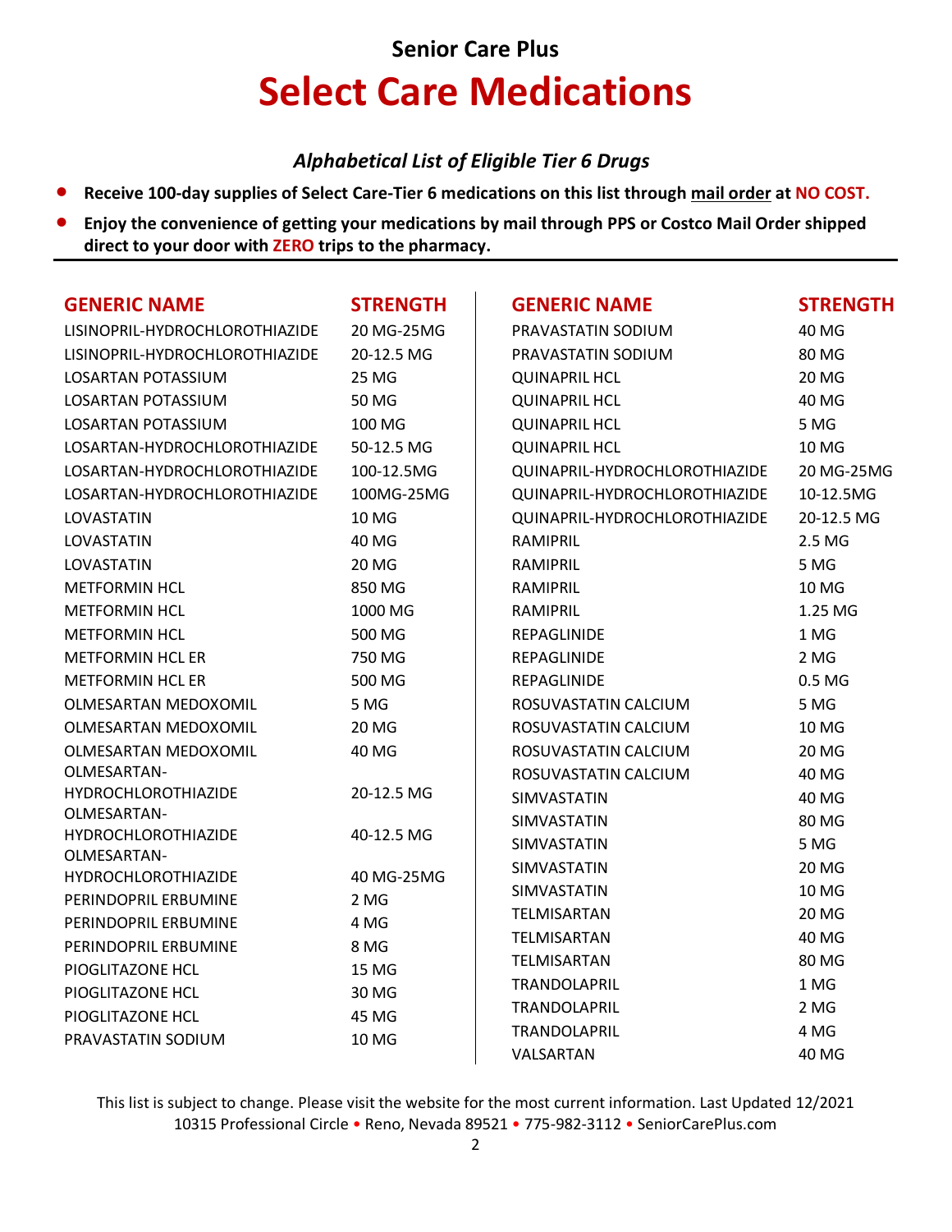Senior Care Plus

# Select Care Medications

### *Alphabetical List of Eligible Tier 6 Drugs*

- **Receive 100-day supplies of Select Care-Tier 6 medications on this list through mail order at NO COST.**
- **Enjoy the convenience of getting your medications by mail through PPS or Costco Mail Order shipped direct to your door with ZERO trips to the pharmacy.**

| GENERIC NAME | STRENGTH |
|---|---|
| LISINOPRIL-HYDROCHLOROTHIAZIDE | 20 MG-25MG |
| LISINOPRIL-HYDROCHLOROTHIAZIDE | 20-12.5 MG |
| LOSARTAN POTASSIUM | 25 MG |
| LOSARTAN POTASSIUM | 50 MG |
| LOSARTAN POTASSIUM | 100 MG |
| LOSARTAN-HYDROCHLOROTHIAZIDE | 50-12.5 MG |
| LOSARTAN-HYDROCHLOROTHIAZIDE | 100-12.5MG |
| LOSARTAN-HYDROCHLOROTHIAZIDE | 100MG-25MG |
| LOVASTATIN | 10 MG |
| LOVASTATIN | 40 MG |
| LOVASTATIN | 20 MG |
| METFORMIN HCL | 850 MG |
| METFORMIN HCL | 1000 MG |
| METFORMIN HCL | 500 MG |
| METFORMIN HCL ER | 750 MG |
| METFORMIN HCL ER | 500 MG |
| OLMESARTAN MEDOXOMIL | 5 MG |
| OLMESARTAN MEDOXOMIL | 20 MG |
| OLMESARTAN MEDOXOMIL | 40 MG |
| OLMESARTAN-HYDROCHLOROTHIAZIDE | 20-12.5 MG |
| OLMESARTAN-HYDROCHLOROTHIAZIDE | 40-12.5 MG |
| OLMESARTAN-HYDROCHLOROTHIAZIDE | 40 MG-25MG |
| PERINDOPRIL ERBUMINE | 2 MG |
| PERINDOPRIL ERBUMINE | 4 MG |
| PERINDOPRIL ERBUMINE | 8 MG |
| PIOGLITAZONE HCL | 15 MG |
| PIOGLITAZONE HCL | 30 MG |
| PIOGLITAZONE HCL | 45 MG |
| PRAVASTATIN SODIUM | 10 MG |
| PRAVASTATIN SODIUM | 40 MG |
| PRAVASTATIN SODIUM | 80 MG |
| QUINAPRIL HCL | 20 MG |
| QUINAPRIL HCL | 40 MG |
| QUINAPRIL HCL | 5 MG |
| QUINAPRIL HCL | 10 MG |
| QUINAPRIL-HYDROCHLOROTHIAZIDE | 20 MG-25MG |
| QUINAPRIL-HYDROCHLOROTHIAZIDE | 10-12.5MG |
| QUINAPRIL-HYDROCHLOROTHIAZIDE | 20-12.5 MG |
| RAMIPRIL | 2.5 MG |
| RAMIPRIL | 5 MG |
| RAMIPRIL | 10 MG |
| RAMIPRIL | 1.25 MG |
| REPAGLINIDE | 1 MG |
| REPAGLINIDE | 2 MG |
| REPAGLINIDE | 0.5 MG |
| ROSUVASTATIN CALCIUM | 5 MG |
| ROSUVASTATIN CALCIUM | 10 MG |
| ROSUVASTATIN CALCIUM | 20 MG |
| ROSUVASTATIN CALCIUM | 40 MG |
| SIMVASTATIN | 40 MG |
| SIMVASTATIN | 80 MG |
| SIMVASTATIN | 5 MG |
| SIMVASTATIN | 20 MG |
| SIMVASTATIN | 10 MG |
| TELMISARTAN | 20 MG |
| TELMISARTAN | 40 MG |
| TELMISARTAN | 80 MG |
| TRANDOLAPRIL | 1 MG |
| TRANDOLAPRIL | 2 MG |
| TRANDOLAPRIL | 4 MG |
| VALSARTAN | 40 MG |

This list is subject to change. Please visit the website for the most current information. Last Updated 12/2021
10315 Professional Circle • Reno, Nevada 89521 • 775-982-3112 • SeniorCarePlus.com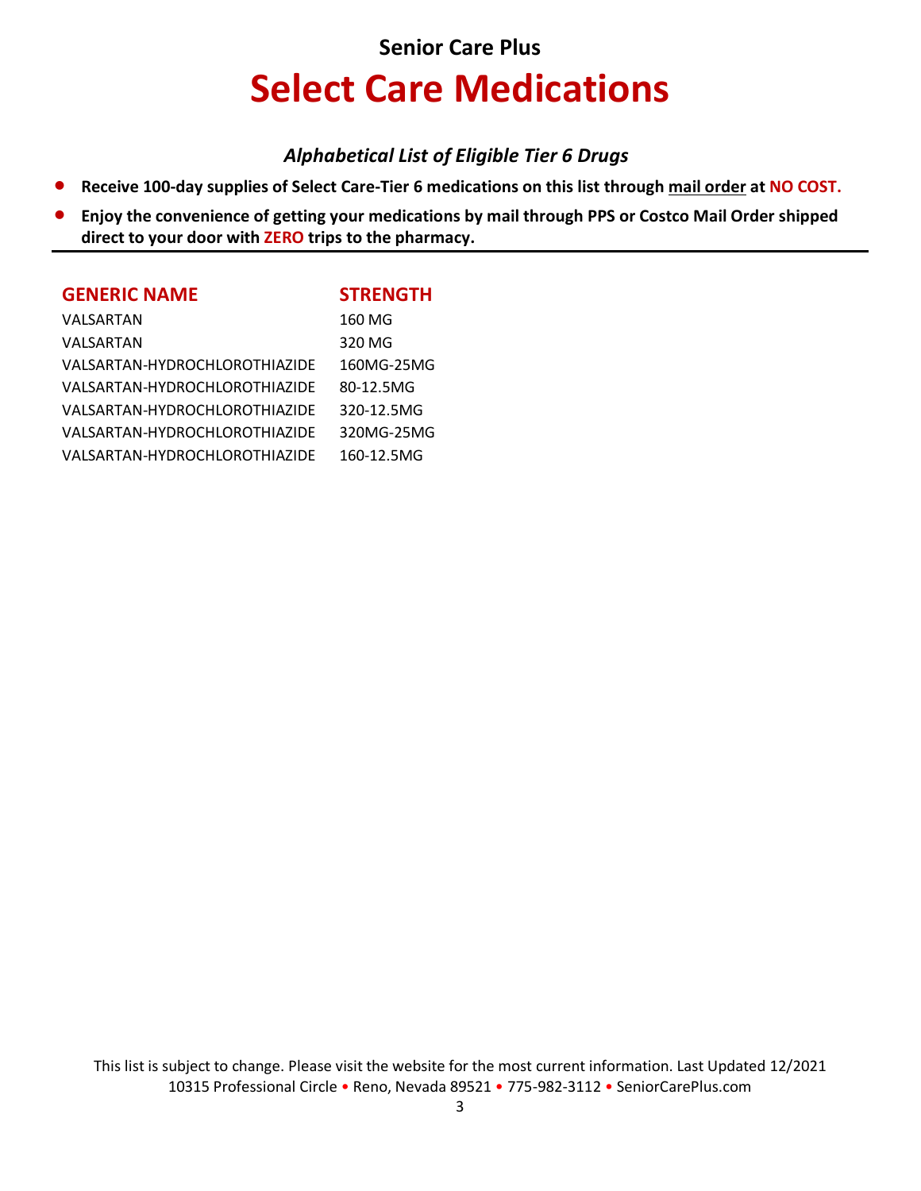## Senior Care Plus

# Select Care Medications

### *Alphabetical List of Eligible Tier 6 Drugs*

- **Receive 100-day supplies of Select Care-Tier 6 medications on this list through mail order at NO COST.**
- **Enjoy the convenience of getting your medications by mail through PPS or Costco Mail Order shipped direct to your door with ZERO trips to the pharmacy.**

| GENERIC NAME | STRENGTH |
|---|---|
| VALSARTAN | 160 MG |
| VALSARTAN | 320 MG |
| VALSARTAN-HYDROCHLOROTHIAZIDE | 160MG-25MG |
| VALSARTAN-HYDROCHLOROTHIAZIDE | 80-12.5MG |
| VALSARTAN-HYDROCHLOROTHIAZIDE | 320-12.5MG |
| VALSARTAN-HYDROCHLOROTHIAZIDE | 320MG-25MG |
| VALSARTAN-HYDROCHLOROTHIAZIDE | 160-12.5MG |

This list is subject to change. Please visit the website for the most current information. Last Updated 12/2021
10315 Professional Circle • Reno, Nevada 89521 • 775-982-3112 • SeniorCarePlus.com